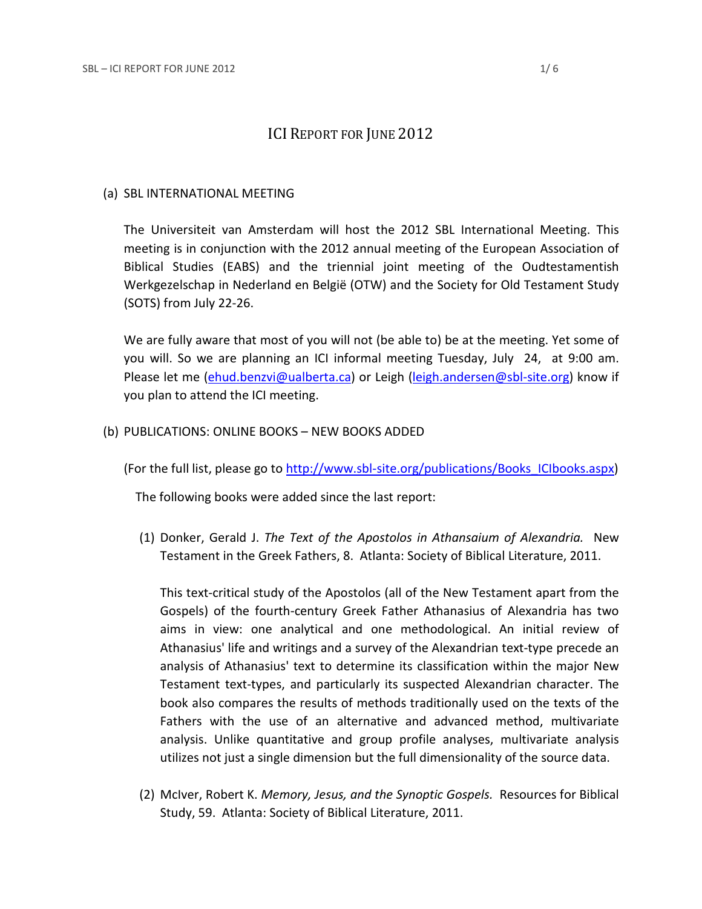# ICI REPORT FOR JUNE 2012

(a) SBL INTERNATIONAL MEETING

The Universiteit van Amsterdam will host the 2012 SBL International Meeting. This meeting is in conjunction with the 2012 annual meeting of the European Association of Biblical Studies (EABS) and the triennial joint meeting of the Oudtestamentish Werkgezelschap in Nederland en België (OTW) and the Society for Old Testament Study (SOTS) from July 22-26.

We are fully aware that most of you will not (be able to) be at the meeting. Yet some of you will. So we are planning an ICI informal meeting Tuesday, July 24, at 9:00 am. Please let me (ehud.benzvi@ualberta.ca) or Leigh (leigh.andersen@sbl-site.org) know if you plan to attend the ICI meeting.

(b) PUBLICATIONS: ONLINE BOOKS – NEW BOOKS ADDED

(For the full list, please go to http://www.sbl-site.org/publications/Books_ICIbooks.aspx)

The following books were added since the last report:

(1) Donker, Gerald J. *The Text of the Apostolos in Athansaium of Alexandria.* New Testament in the Greek Fathers, 8. Atlanta: Society of Biblical Literature, 2011.

This text-critical study of the Apostolos (all of the New Testament apart from the Gospels) of the fourth-century Greek Father Athanasius of Alexandria has two aims in view: one analytical and one methodological. An initial review of Athanasius' life and writings and a survey of the Alexandrian text-type precede an analysis of Athanasius' text to determine its classification within the major New Testament text-types, and particularly its suspected Alexandrian character. The book also compares the results of methods traditionally used on the texts of the Fathers with the use of an alternative and advanced method, multivariate analysis. Unlike quantitative and group profile analyses, multivariate analysis utilizes not just a single dimension but the full dimensionality of the source data.

(2) McIver, Robert K. *Memory, Jesus, and the Synoptic Gospels.* Resources for Biblical Study, 59. Atlanta: Society of Biblical Literature, 2011.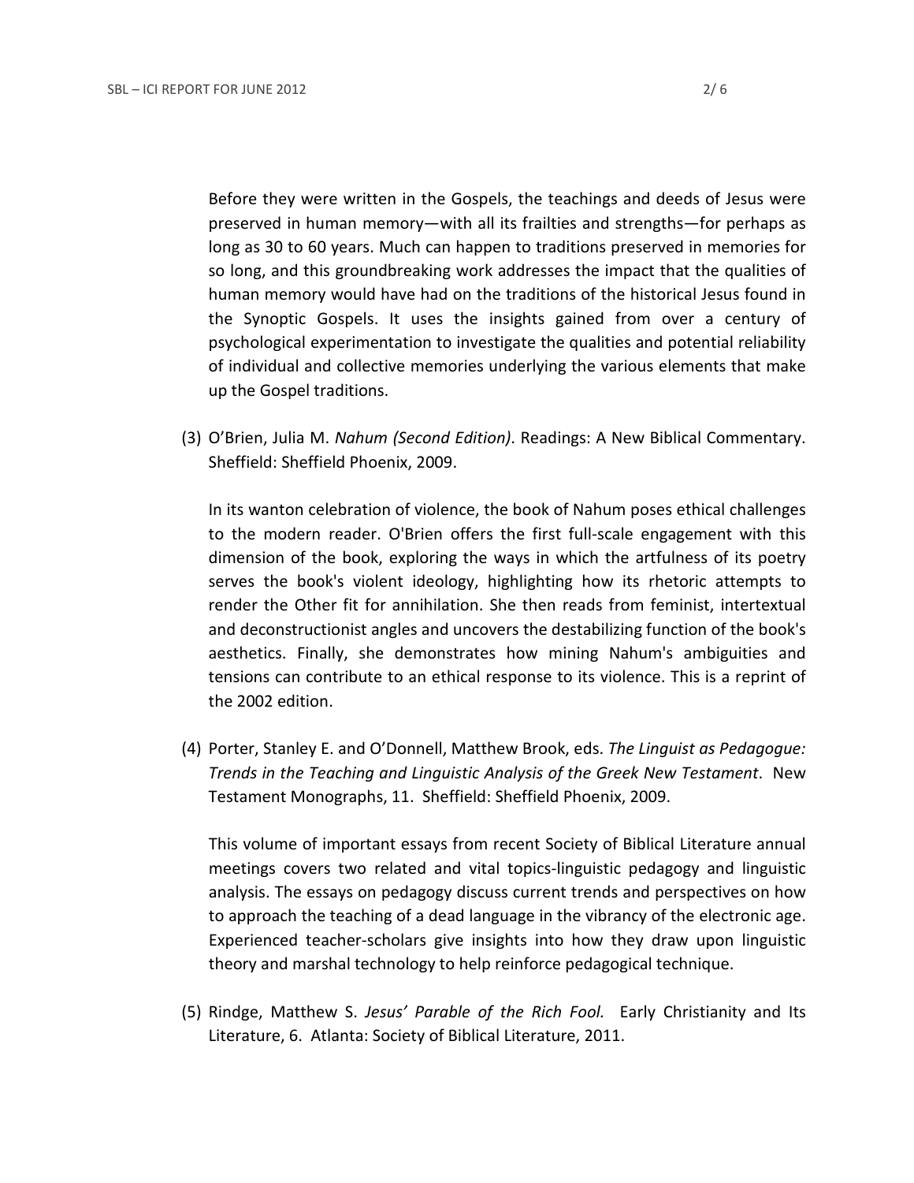Before they were written in the Gospels, the teachings and deeds of Jesus were preserved in human memory—with all its frailties and strengths—for perhaps as long as 30 to 60 years. Much can happen to traditions preserved in memories for so long, and this groundbreaking work addresses the impact that the qualities of human memory would have had on the traditions of the historical Jesus found in the Synoptic Gospels. It uses the insights gained from over a century of psychological experimentation to investigate the qualities and potential reliability of individual and collective memories underlying the various elements that make up the Gospel traditions.

(3) O'Brien, Julia M. *Nahum (Second Edition)*. Readings: A New Biblical Commentary. Sheffield: Sheffield Phoenix, 2009.

In its wanton celebration of violence, the book of Nahum poses ethical challenges to the modern reader. O'Brien offers the first full-scale engagement with this dimension of the book, exploring the ways in which the artfulness of its poetry serves the book's violent ideology, highlighting how its rhetoric attempts to render the Other fit for annihilation. She then reads from feminist, intertextual and deconstructionist angles and uncovers the destabilizing function of the book's aesthetics. Finally, she demonstrates how mining Nahum's ambiguities and tensions can contribute to an ethical response to its violence. This is a reprint of the 2002 edition.

(4) Porter, Stanley E. and O'Donnell, Matthew Brook, eds. *The Linguist as Pedagogue: Trends in the Teaching and Linguistic Analysis of the Greek New Testament*. New Testament Monographs, 11. Sheffield: Sheffield Phoenix, 2009.

This volume of important essays from recent Society of Biblical Literature annual meetings covers two related and vital topics-linguistic pedagogy and linguistic analysis. The essays on pedagogy discuss current trends and perspectives on how to approach the teaching of a dead language in the vibrancy of the electronic age. Experienced teacher-scholars give insights into how they draw upon linguistic theory and marshal technology to help reinforce pedagogical technique.

(5) Rindge, Matthew S. *Jesus' Parable of the Rich Fool.* Early Christianity and Its Literature, 6. Atlanta: Society of Biblical Literature, 2011.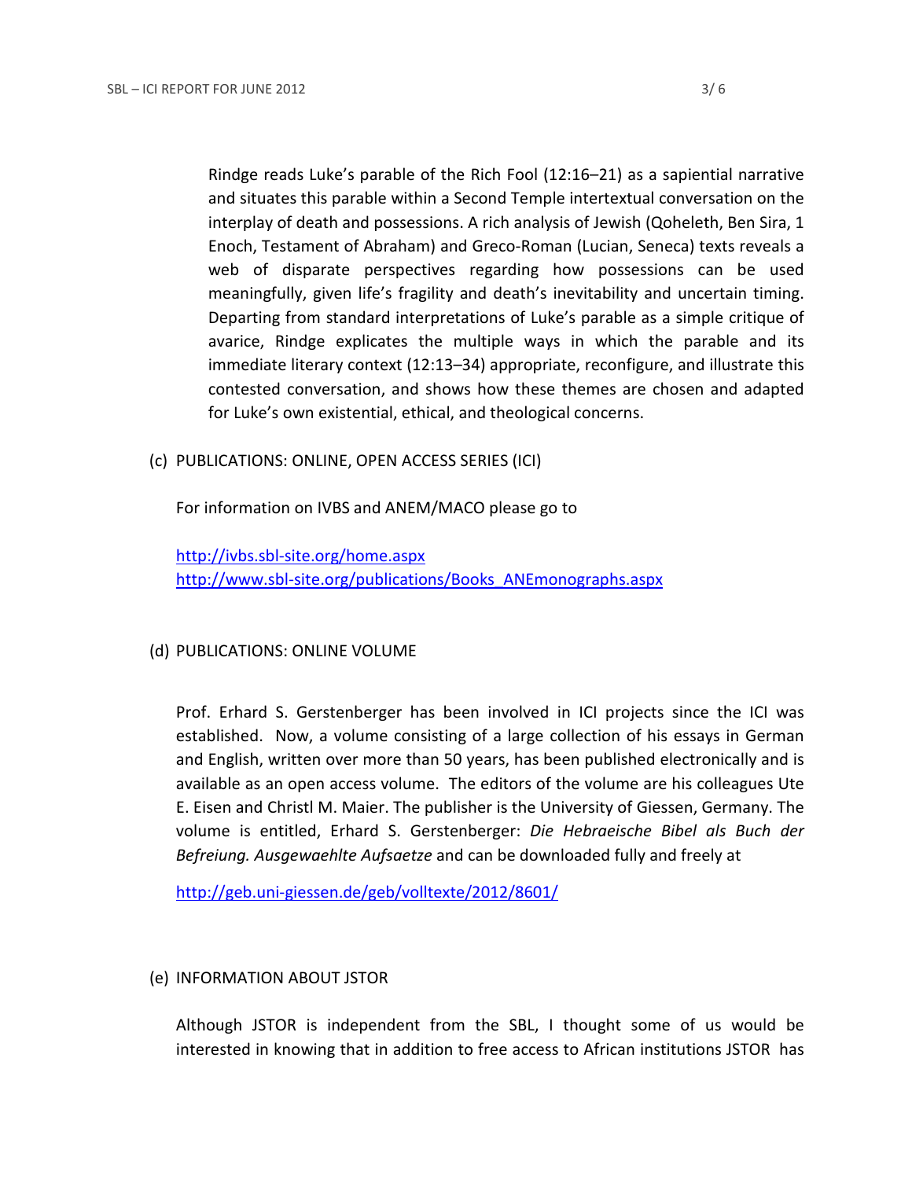Rindge reads Luke's parable of the Rich Fool (12:16–21) as a sapiential narrative and situates this parable within a Second Temple intertextual conversation on the interplay of death and possessions. A rich analysis of Jewish (Qoheleth, Ben Sira, 1 Enoch, Testament of Abraham) and Greco-Roman (Lucian, Seneca) texts reveals a web of disparate perspectives regarding how possessions can be used meaningfully, given life's fragility and death's inevitability and uncertain timing. Departing from standard interpretations of Luke's parable as a simple critique of avarice, Rindge explicates the multiple ways in which the parable and its immediate literary context (12:13–34) appropriate, reconfigure, and illustrate this contested conversation, and shows how these themes are chosen and adapted for Luke's own existential, ethical, and theological concerns.

(c) PUBLICATIONS: ONLINE, OPEN ACCESS SERIES (ICI)

For information on IVBS and ANEM/MACO please go to

http://ivbs.sbl-site.org/home.aspx
http://www.sbl-site.org/publications/Books_ANEmonographs.aspx

(d) PUBLICATIONS: ONLINE VOLUME

Prof. Erhard S. Gerstenberger has been involved in ICI projects since the ICI was established. Now, a volume consisting of a large collection of his essays in German and English, written over more than 50 years, has been published electronically and is available as an open access volume. The editors of the volume are his colleagues Ute E. Eisen and Christl M. Maier. The publisher is the University of Giessen, Germany. The volume is entitled, Erhard S. Gerstenberger: *Die Hebraeische Bibel als Buch der Befreiung. Ausgewaehlte Aufsaetze* and can be downloaded fully and freely at

http://geb.uni-giessen.de/geb/volltexte/2012/8601/

(e) INFORMATION ABOUT JSTOR

Although JSTOR is independent from the SBL, I thought some of us would be interested in knowing that in addition to free access to African institutions JSTOR has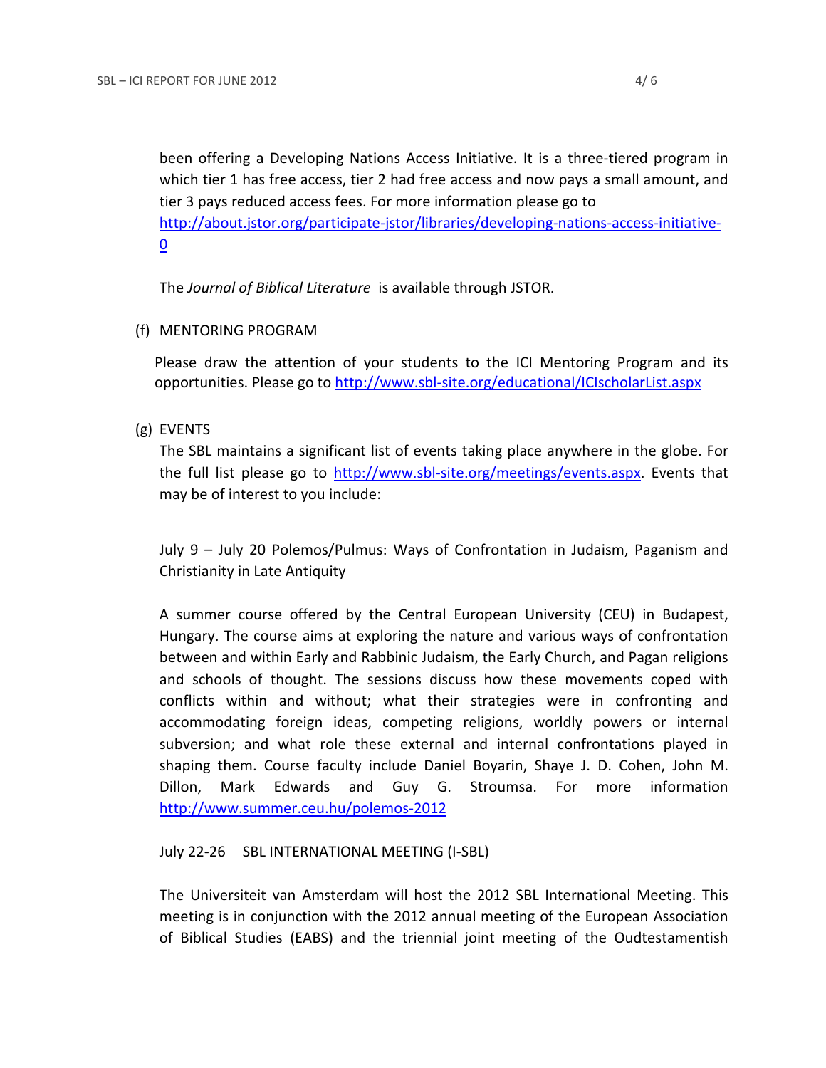been offering a Developing Nations Access Initiative. It is a three-tiered program in which tier 1 has free access, tier 2 had free access and now pays a small amount, and tier 3 pays reduced access fees. For more information please go to http://about.jstor.org/participate-jstor/libraries/developing-nations-access-initiative-0

The *Journal of Biblical Literature* is available through JSTOR.

(f) MENTORING PROGRAM

Please draw the attention of your students to the ICI Mentoring Program and its opportunities. Please go to http://www.sbl-site.org/educational/ICIscholarList.aspx

(g) EVENTS

The SBL maintains a significant list of events taking place anywhere in the globe. For the full list please go to http://www.sbl-site.org/meetings/events.aspx. Events that may be of interest to you include:

July 9 – July 20 Polemos/Pulmus: Ways of Confrontation in Judaism, Paganism and Christianity in Late Antiquity

A summer course offered by the Central European University (CEU) in Budapest, Hungary. The course aims at exploring the nature and various ways of confrontation between and within Early and Rabbinic Judaism, the Early Church, and Pagan religions and schools of thought. The sessions discuss how these movements coped with conflicts within and without; what their strategies were in confronting and accommodating foreign ideas, competing religions, worldly powers or internal subversion; and what role these external and internal confrontations played in shaping them. Course faculty include Daniel Boyarin, Shaye J. D. Cohen, John M. Dillon, Mark Edwards and Guy G. Stroumsa. For more information http://www.summer.ceu.hu/polemos-2012

July 22-26 SBL INTERNATIONAL MEETING (I-SBL)

The Universiteit van Amsterdam will host the 2012 SBL International Meeting. This meeting is in conjunction with the 2012 annual meeting of the European Association of Biblical Studies (EABS) and the triennial joint meeting of the Oudtestamentish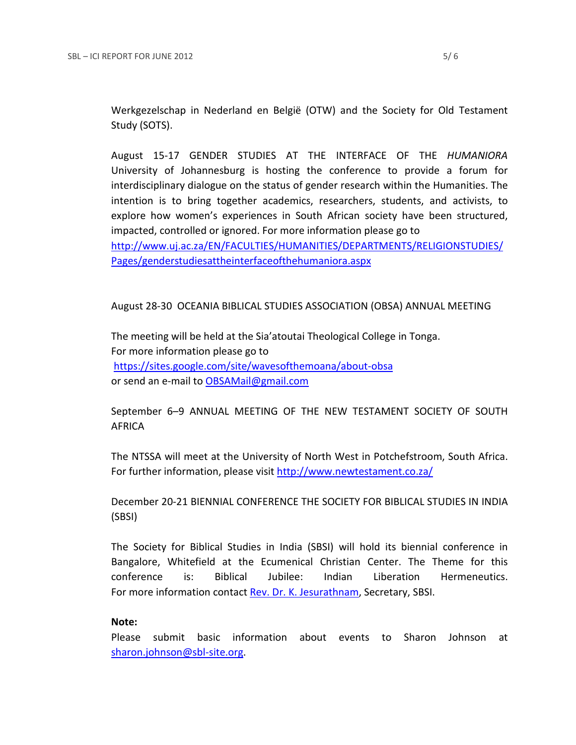Werkgezelschap in Nederland en België (OTW) and the Society for Old Testament Study (SOTS).

August 15-17 GENDER STUDIES AT THE INTERFACE OF THE *HUMANIORA*
University of Johannesburg is hosting the conference to provide a forum for interdisciplinary dialogue on the status of gender research within the Humanities. The intention is to bring together academics, researchers, students, and activists, to explore how women's experiences in South African society have been structured, impacted, controlled or ignored. For more information please go to
[http://www.uj.ac.za/EN/FACULTIES/HUMANITIES/DEPARTMENTS/RELIGIONSTUDIES/Pages/genderstudiesattheinterfaceofthehumaniora.aspx](http://www.uj.ac.za/EN/FACULTIES/HUMANITIES/DEPARTMENTS/RELIGIONSTUDIES/Pages/genderstudiesattheinterfaceofthehumaniora.aspx)

August 28-30 OCEANIA BIBLICAL STUDIES ASSOCIATION (OBSA) ANNUAL MEETING

The meeting will be held at the Sia'atoutai Theological College in Tonga.
For more information please go to
[https://sites.google.com/site/wavesofthemoana/about-obsa](https://sites.google.com/site/wavesofthemoana/about-obsa)
or send an e-mail to [OBSAMail@gmail.com](mailto:OBSAMail@gmail.com)

September 6–9 ANNUAL MEETING OF THE NEW TESTAMENT SOCIETY OF SOUTH AFRICA

The NTSSA will meet at the University of North West in Potchefstroom, South Africa. For further information, please visit [http://www.newtestament.co.za/](http://www.newtestament.co.za/)

December 20-21 BIENNIAL CONFERENCE THE SOCIETY FOR BIBLICAL STUDIES IN INDIA (SBSI)

The Society for Biblical Studies in India (SBSI) will hold its biennial conference in Bangalore, Whitefield at the Ecumenical Christian Center. The Theme for this conference is: Biblical Jubilee: Indian Liberation Hermeneutics.
For more information contact Rev. Dr. K. Jesurathnam, Secretary, SBSI.

**Note:**
Please submit basic information about events to Sharon Johnson at [sharon.johnson@sbl-site.org](mailto:sharon.johnson@sbl-site.org).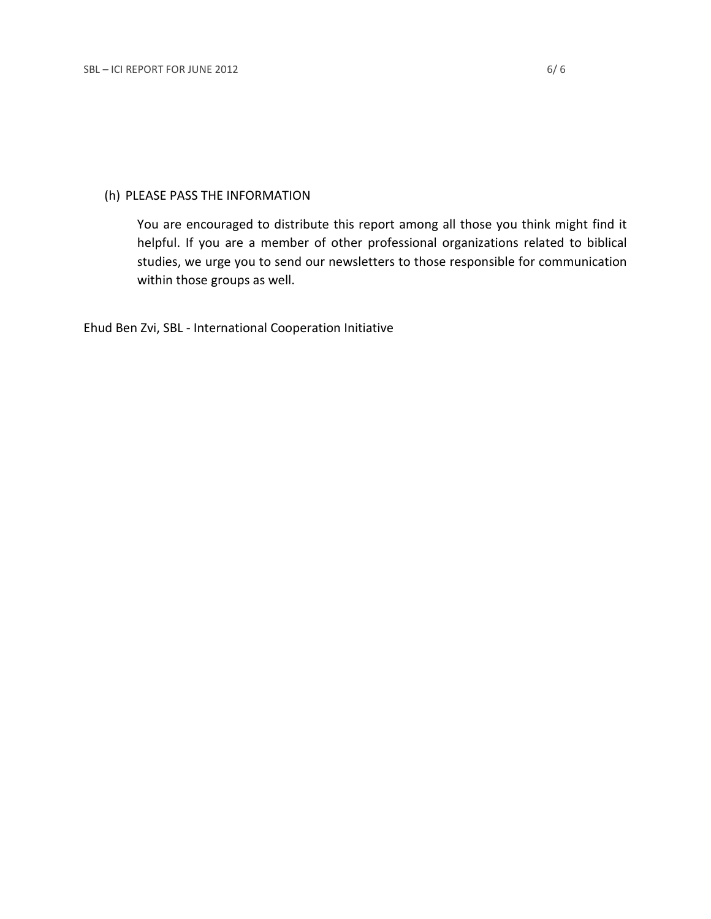## (h) PLEASE PASS THE INFORMATION

You are encouraged to distribute this report among all those you think might find it helpful. If you are a member of other professional organizations related to biblical studies, we urge you to send our newsletters to those responsible for communication within those groups as well.

Ehud Ben Zvi, SBL - International Cooperation Initiative